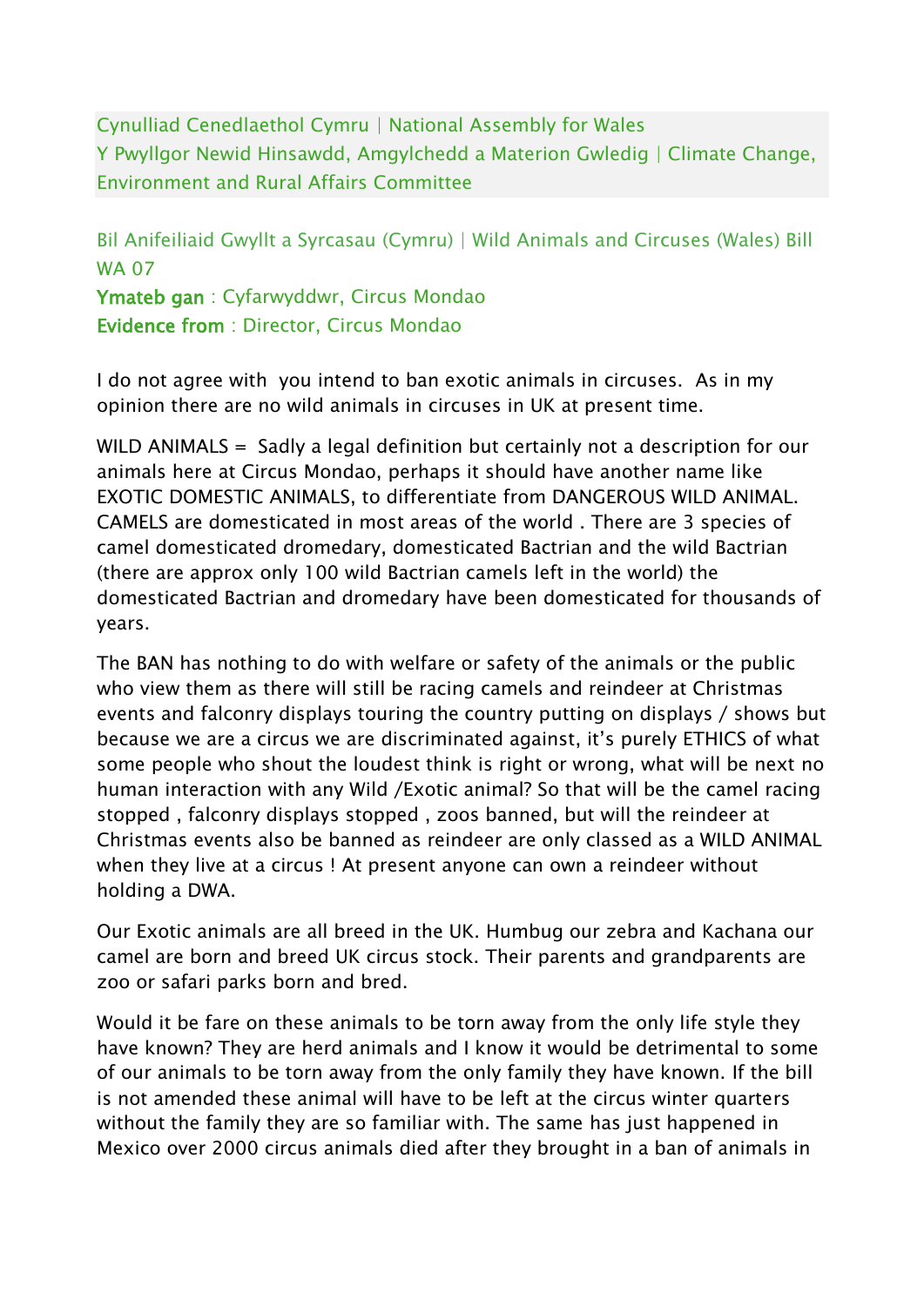Cynulliad Cenedlaethol Cymru | National Assembly for Wales
Y Pwyllgor Newid Hinsawdd, Amgylchedd a Materion Gwledig | Climate Change, Environment and Rural Affairs Committee

Bil Anifeiliaid Gwyllt a Syrcasau (Cymru) | Wild Animals and Circuses (Wales) Bill
WA 07
**Ymateb gan** : Cyfarwyddwr, Circus Mondao
**Evidence from** : Director, Circus Mondao

I do not agree with you intend to ban exotic animals in circuses. As in my opinion there are no wild animals in circuses in UK at present time.

WILD ANIMALS = Sadly a legal definition but certainly not a description for our animals here at Circus Mondao, perhaps it should have another name like EXOTIC DOMESTIC ANIMALS, to differentiate from DANGEROUS WILD ANIMAL. CAMELS are domesticated in most areas of the world . There are 3 species of camel domesticated dromedary, domesticated Bactrian and the wild Bactrian (there are approx only 100 wild Bactrian camels left in the world) the domesticated Bactrian and dromedary have been domesticated for thousands of years.

The BAN has nothing to do with welfare or safety of the animals or the public who view them as there will still be racing camels and reindeer at Christmas events and falconry displays touring the country putting on displays / shows but because we are a circus we are discriminated against, it's purely ETHICS of what some people who shout the loudest think is right or wrong, what will be next no human interaction with any Wild /Exotic animal? So that will be the camel racing stopped , falconry displays stopped , zoos banned, but will the reindeer at Christmas events also be banned as reindeer are only classed as a WILD ANIMAL when they live at a circus ! At present anyone can own a reindeer without holding a DWA.

Our Exotic animals are all breed in the UK. Humbug our zebra and Kachana our camel are born and breed UK circus stock. Their parents and grandparents are zoo or safari parks born and bred.

Would it be fare on these animals to be torn away from the only life style they have known? They are herd animals and I know it would be detrimental to some of our animals to be torn away from the only family they have known. If the bill is not amended these animal will have to be left at the circus winter quarters without the family they are so familiar with. The same has just happened in Mexico over 2000 circus animals died after they brought in a ban of animals in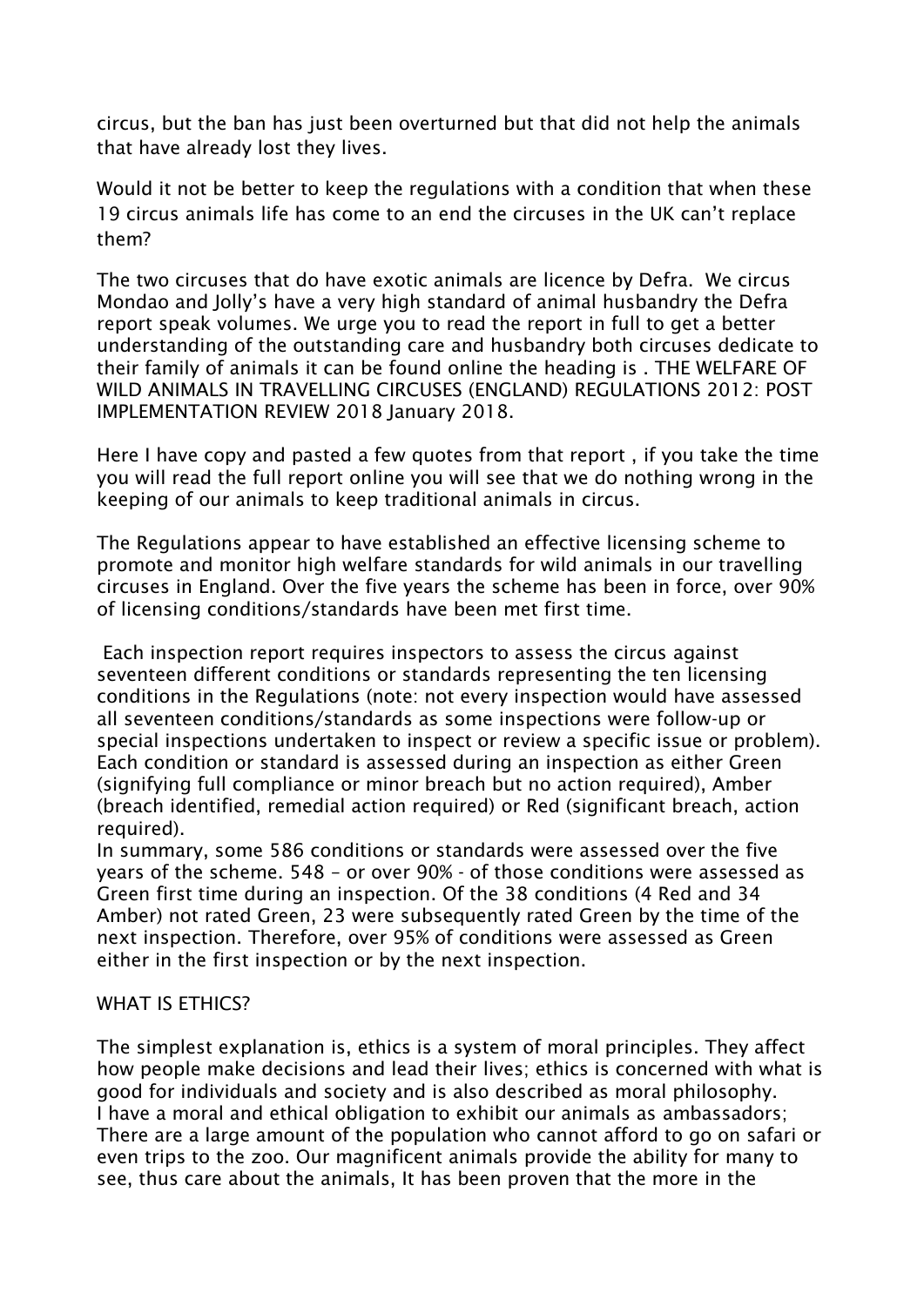circus, but the ban has just been overturned but that did not help the animals that have already lost they lives.

Would it not be better to keep the regulations with a condition that when these 19 circus animals life has come to an end the circuses in the UK can't replace them?

The two circuses that do have exotic animals are licence by Defra. We circus Mondao and Jolly's have a very high standard of animal husbandry the Defra report speak volumes. We urge you to read the report in full to get a better understanding of the outstanding care and husbandry both circuses dedicate to their family of animals it can be found online the heading is . THE WELFARE OF WILD ANIMALS IN TRAVELLING CIRCUSES (ENGLAND) REGULATIONS 2012: POST IMPLEMENTATION REVIEW 2018 January 2018.

Here I have copy and pasted a few quotes from that report , if you take the time you will read the full report online you will see that we do nothing wrong in the keeping of our animals to keep traditional animals in circus.

The Regulations appear to have established an effective licensing scheme to promote and monitor high welfare standards for wild animals in our travelling circuses in England. Over the five years the scheme has been in force, over 90% of licensing conditions/standards have been met first time.

Each inspection report requires inspectors to assess the circus against seventeen different conditions or standards representing the ten licensing conditions in the Regulations (note: not every inspection would have assessed all seventeen conditions/standards as some inspections were follow-up or special inspections undertaken to inspect or review a specific issue or problem). Each condition or standard is assessed during an inspection as either Green (signifying full compliance or minor breach but no action required), Amber (breach identified, remedial action required) or Red (significant breach, action required).
In summary, some 586 conditions or standards were assessed over the five years of the scheme. 548 – or over 90% - of those conditions were assessed as Green first time during an inspection. Of the 38 conditions (4 Red and 34 Amber) not rated Green, 23 were subsequently rated Green by the time of the next inspection. Therefore, over 95% of conditions were assessed as Green either in the first inspection or by the next inspection.

WHAT IS ETHICS?

The simplest explanation is, ethics is a system of moral principles. They affect how people make decisions and lead their lives; ethics is concerned with what is good for individuals and society and is also described as moral philosophy.
I have a moral and ethical obligation to exhibit our animals as ambassadors; There are a large amount of the population who cannot afford to go on safari or even trips to the zoo. Our magnificent animals provide the ability for many to see, thus care about the animals, It has been proven that the more in the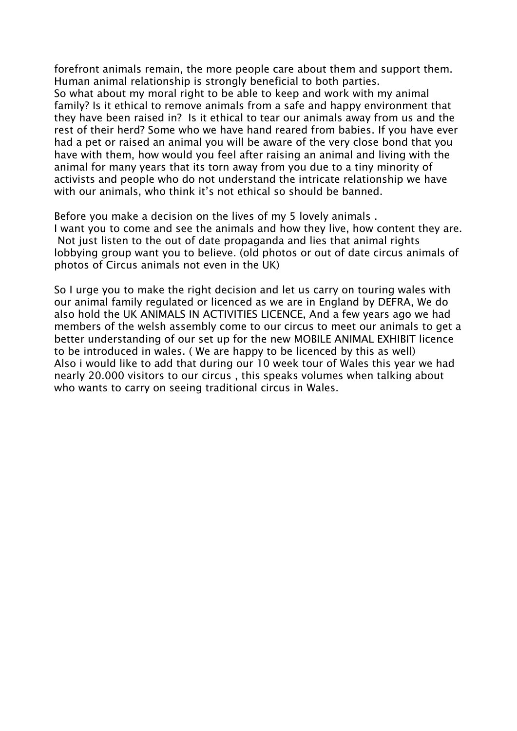forefront animals remain, the more people care about them and support them. Human animal relationship is strongly beneficial to both parties.
So what about my moral right to be able to keep and work with my animal family? Is it ethical to remove animals from a safe and happy environment that they have been raised in? Is it ethical to tear our animals away from us and the rest of their herd? Some who we have hand reared from babies. If you have ever had a pet or raised an animal you will be aware of the very close bond that you have with them, how would you feel after raising an animal and living with the animal for many years that its torn away from you due to a tiny minority of activists and people who do not understand the intricate relationship we have with our animals, who think it's not ethical so should be banned.

Before you make a decision on the lives of my 5 lovely animals .
I want you to come and see the animals and how they live, how content they are.
Not just listen to the out of date propaganda and lies that animal rights lobbying group want you to believe. (old photos or out of date circus animals of photos of Circus animals not even in the UK)

So I urge you to make the right decision and let us carry on touring wales with our animal family regulated or licenced as we are in England by DEFRA, We do also hold the UK ANIMALS IN ACTIVITIES LICENCE, And a few years ago we had members of the welsh assembly come to our circus to meet our animals to get a better understanding of our set up for the new MOBILE ANIMAL EXHIBIT licence to be introduced in wales. ( We are happy to be licenced by this as well)
Also i would like to add that during our 10 week tour of Wales this year we had nearly 20.000 visitors to our circus , this speaks volumes when talking about who wants to carry on seeing traditional circus in Wales.